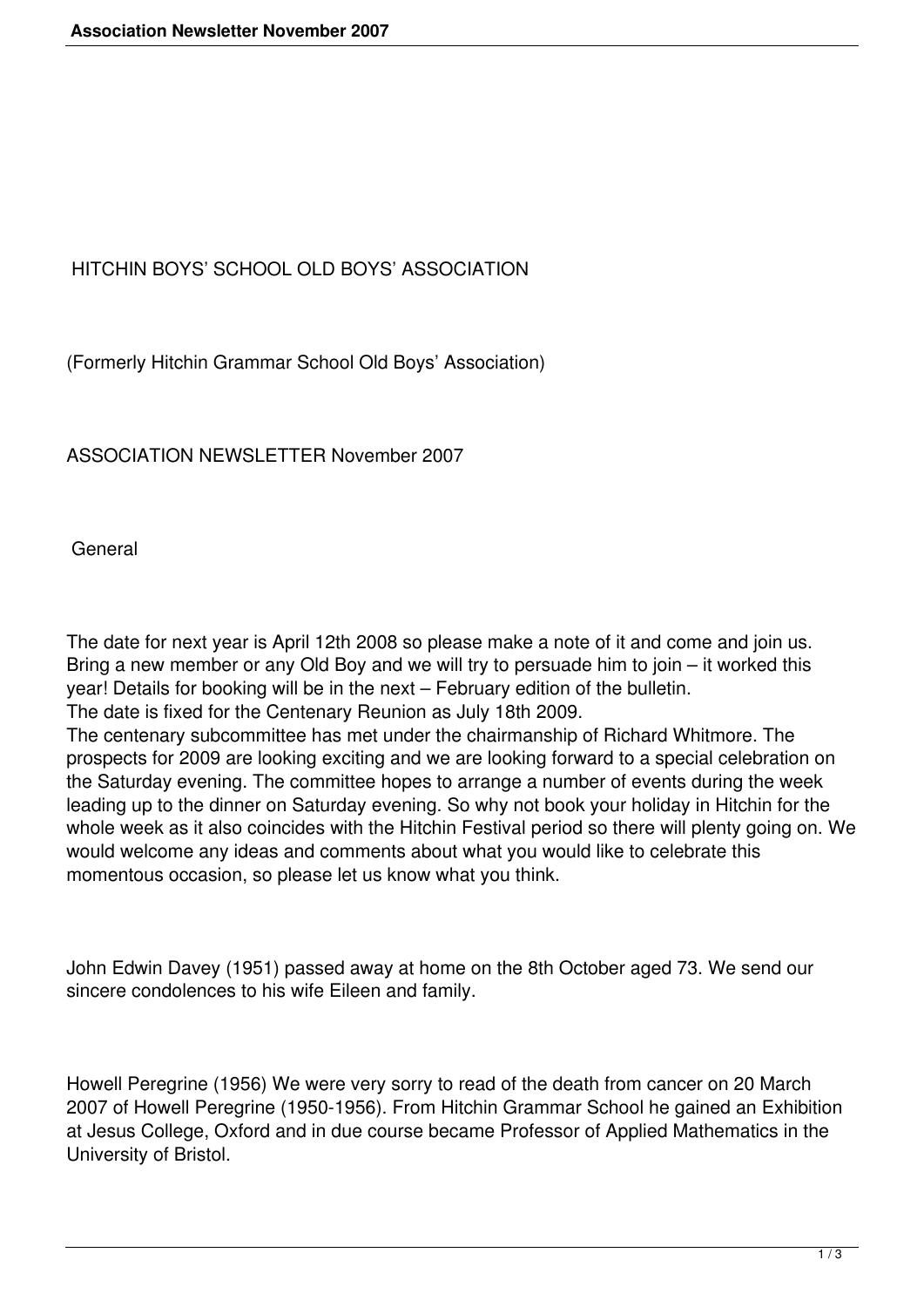# HITCHIN BOYS' SCHOOL OLD BOYS' ASSOCIATION

(Formerly Hitchin Grammar School Old Boys' Association)

ASSOCIATION NEWSLETTER November 2007

## General

The date for next year is April 12th 2008 so please make a note of it and come and join us. Bring a new member or any Old Boy and we will try to persuade him to join – it worked this year! Details for booking will be in the next – February edition of the bulletin.
The date is fixed for the Centenary Reunion as July 18th 2009.
The centenary subcommittee has met under the chairmanship of Richard Whitmore. The prospects for 2009 are looking exciting and we are looking forward to a special celebration on the Saturday evening. The committee hopes to arrange a number of events during the week leading up to the dinner on Saturday evening. So why not book your holiday in Hitchin for the whole week as it also coincides with the Hitchin Festival period so there will plenty going on. We would welcome any ideas and comments about what you would like to celebrate this momentous occasion, so please let us know what you think.

John Edwin Davey (1951) passed away at home on the 8th October aged 73. We send our sincere condolences to his wife Eileen and family.

Howell Peregrine (1956) We were very sorry to read of the death from cancer on 20 March 2007 of Howell Peregrine (1950-1956). From Hitchin Grammar School he gained an Exhibition at Jesus College, Oxford and in due course became Professor of Applied Mathematics in the University of Bristol.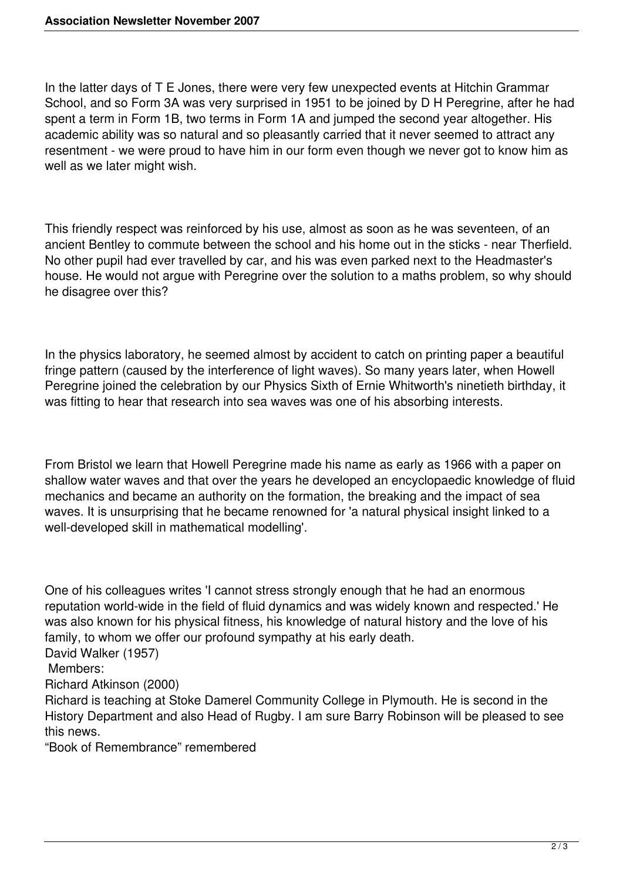In the latter days of T E Jones, there were very few unexpected events at Hitchin Grammar School, and so Form 3A was very surprised in 1951 to be joined by D H Peregrine, after he had spent a term in Form 1B, two terms in Form 1A and jumped the second year altogether. His academic ability was so natural and so pleasantly carried that it never seemed to attract any resentment - we were proud to have him in our form even though we never got to know him as well as we later might wish.

This friendly respect was reinforced by his use, almost as soon as he was seventeen, of an ancient Bentley to commute between the school and his home out in the sticks - near Therfield. No other pupil had ever travelled by car, and his was even parked next to the Headmaster's house. He would not argue with Peregrine over the solution to a maths problem, so why should he disagree over this?

In the physics laboratory, he seemed almost by accident to catch on printing paper a beautiful fringe pattern (caused by the interference of light waves). So many years later, when Howell Peregrine joined the celebration by our Physics Sixth of Ernie Whitworth's ninetieth birthday, it was fitting to hear that research into sea waves was one of his absorbing interests.

From Bristol we learn that Howell Peregrine made his name as early as 1966 with a paper on shallow water waves and that over the years he developed an encyclopaedic knowledge of fluid mechanics and became an authority on the formation, the breaking and the impact of sea waves. It is unsurprising that he became renowned for 'a natural physical insight linked to a well-developed skill in mathematical modelling'.

One of his colleagues writes 'I cannot stress strongly enough that he had an enormous reputation world-wide in the field of fluid dynamics and was widely known and respected.' He was also known for his physical fitness, his knowledge of natural history and the love of his family, to whom we offer our profound sympathy at his early death.

David Walker (1957)

Members:

Richard Atkinson (2000)

Richard is teaching at Stoke Damerel Community College in Plymouth. He is second in the History Department and also Head of Rugby. I am sure Barry Robinson will be pleased to see this news.

“Book of Remembrance” remembered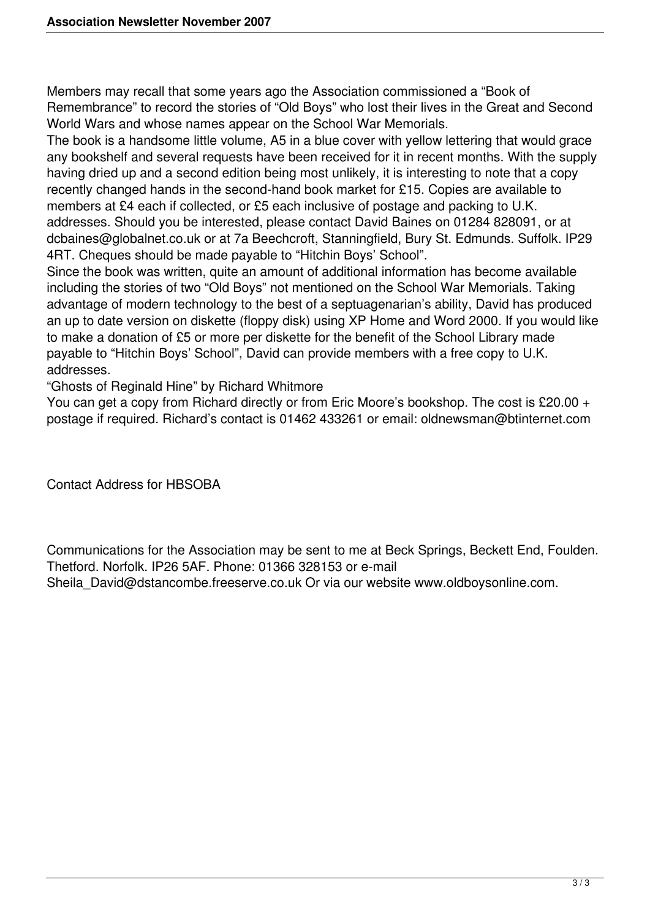Members may recall that some years ago the Association commissioned a "Book of Remembrance" to record the stories of "Old Boys" who lost their lives in the Great and Second World Wars and whose names appear on the School War Memorials.

The book is a handsome little volume, A5 in a blue cover with yellow lettering that would grace any bookshelf and several requests have been received for it in recent months. With the supply having dried up and a second edition being most unlikely, it is interesting to note that a copy recently changed hands in the second-hand book market for £15. Copies are available to members at £4 each if collected, or £5 each inclusive of postage and packing to U.K. addresses. Should you be interested, please contact David Baines on 01284 828091, or at dcbaines@globalnet.co.uk or at 7a Beechcroft, Stanningfield, Bury St. Edmunds. Suffolk. IP29 4RT. Cheques should be made payable to "Hitchin Boys' School".

Since the book was written, quite an amount of additional information has become available including the stories of two "Old Boys" not mentioned on the School War Memorials. Taking advantage of modern technology to the best of a septuagenarian's ability, David has produced an up to date version on diskette (floppy disk) using XP Home and Word 2000. If you would like to make a donation of £5 or more per diskette for the benefit of the School Library made payable to "Hitchin Boys' School", David can provide members with a free copy to U.K. addresses.

"Ghosts of Reginald Hine" by Richard Whitmore

You can get a copy from Richard directly or from Eric Moore's bookshop. The cost is £20.00 + postage if required. Richard's contact is 01462 433261 or email: oldnewsman@btinternet.com

## Contact Address for HBSOBA

Communications for the Association may be sent to me at Beck Springs, Beckett End, Foulden. Thetford. Norfolk. IP26 5AF. Phone: 01366 328153 or e-mail Sheila_David@dstancombe.freeserve.co.uk Or via our website www.oldboysonline.com.